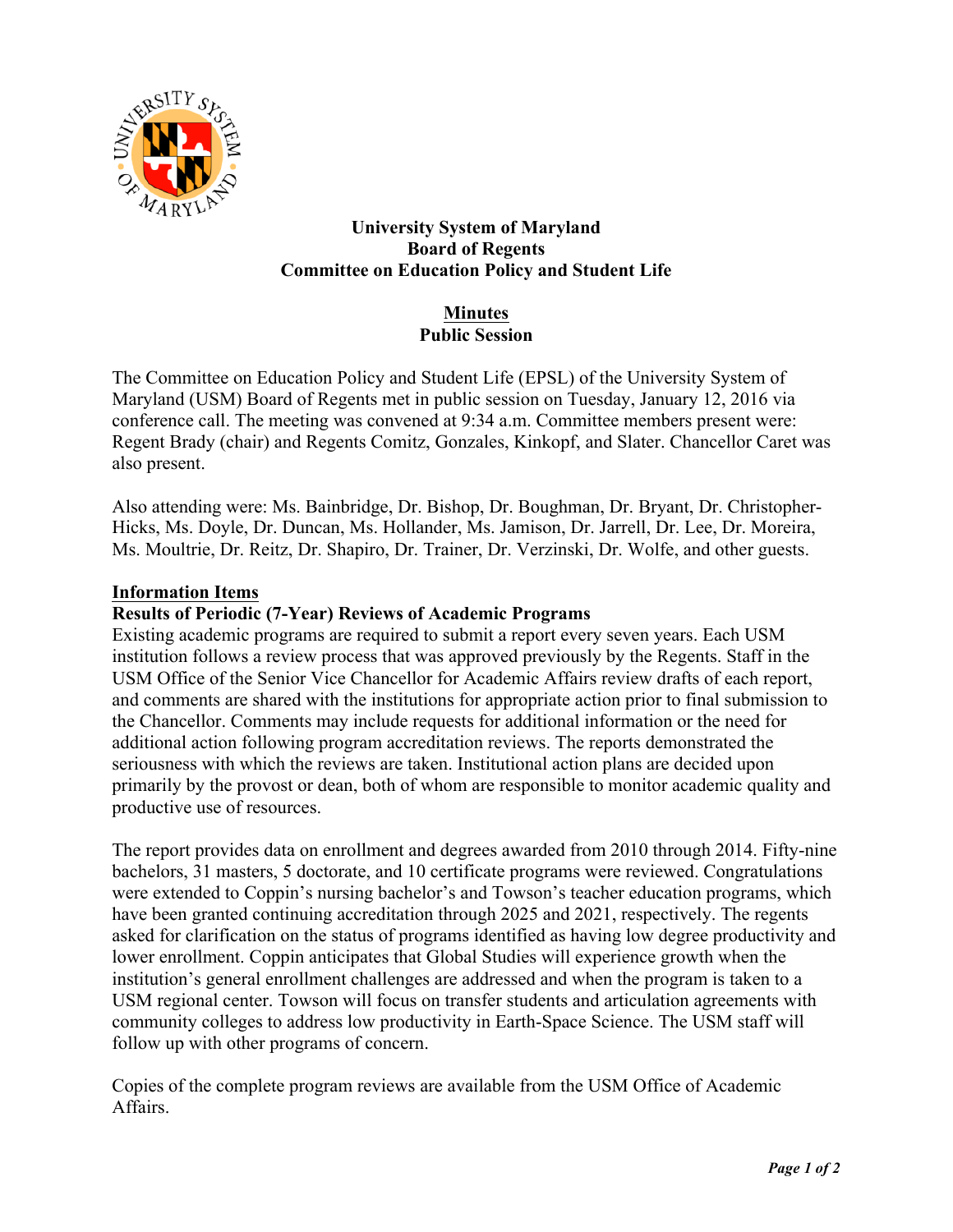# University System of Maryland
# Board of Regents
# Committee on Education Policy and Student Life

## Minutes
## Public Session

The Committee on Education Policy and Student Life (EPSL) of the University System of Maryland (USM) Board of Regents met in public session on Tuesday, January 12, 2016 via conference call. The meeting was convened at 9:34 a.m. Committee members present were: Regent Brady (chair) and Regents Comitz, Gonzales, Kinkopf, and Slater. Chancellor Caret was also present.

Also attending were: Ms. Bainbridge, Dr. Bishop, Dr. Boughman, Dr. Bryant, Dr. Christopher-Hicks, Ms. Doyle, Dr. Duncan, Ms. Hollander, Ms. Jamison, Dr. Jarrell, Dr. Lee, Dr. Moreira, Ms. Moultrie, Dr. Reitz, Dr. Shapiro, Dr. Trainer, Dr. Verzinski, Dr. Wolfe, and other guests.

### Information Items

**Results of Periodic (7-Year) Reviews of Academic Programs**

Existing academic programs are required to submit a report every seven years. Each USM institution follows a review process that was approved previously by the Regents. Staff in the USM Office of the Senior Vice Chancellor for Academic Affairs review drafts of each report, and comments are shared with the institutions for appropriate action prior to final submission to the Chancellor. Comments may include requests for additional information or the need for additional action following program accreditation reviews. The reports demonstrated the seriousness with which the reviews are taken. Institutional action plans are decided upon primarily by the provost or dean, both of whom are responsible to monitor academic quality and productive use of resources.

The report provides data on enrollment and degrees awarded from 2010 through 2014. Fifty-nine bachelors, 31 masters, 5 doctorate, and 10 certificate programs were reviewed. Congratulations were extended to Coppin's nursing bachelor's and Towson's teacher education programs, which have been granted continuing accreditation through 2025 and 2021, respectively. The regents asked for clarification on the status of programs identified as having low degree productivity and lower enrollment. Coppin anticipates that Global Studies will experience growth when the institution's general enrollment challenges are addressed and when the program is taken to a USM regional center. Towson will focus on transfer students and articulation agreements with community colleges to address low productivity in Earth-Space Science. The USM staff will follow up with other programs of concern.

Copies of the complete program reviews are available from the USM Office of Academic Affairs.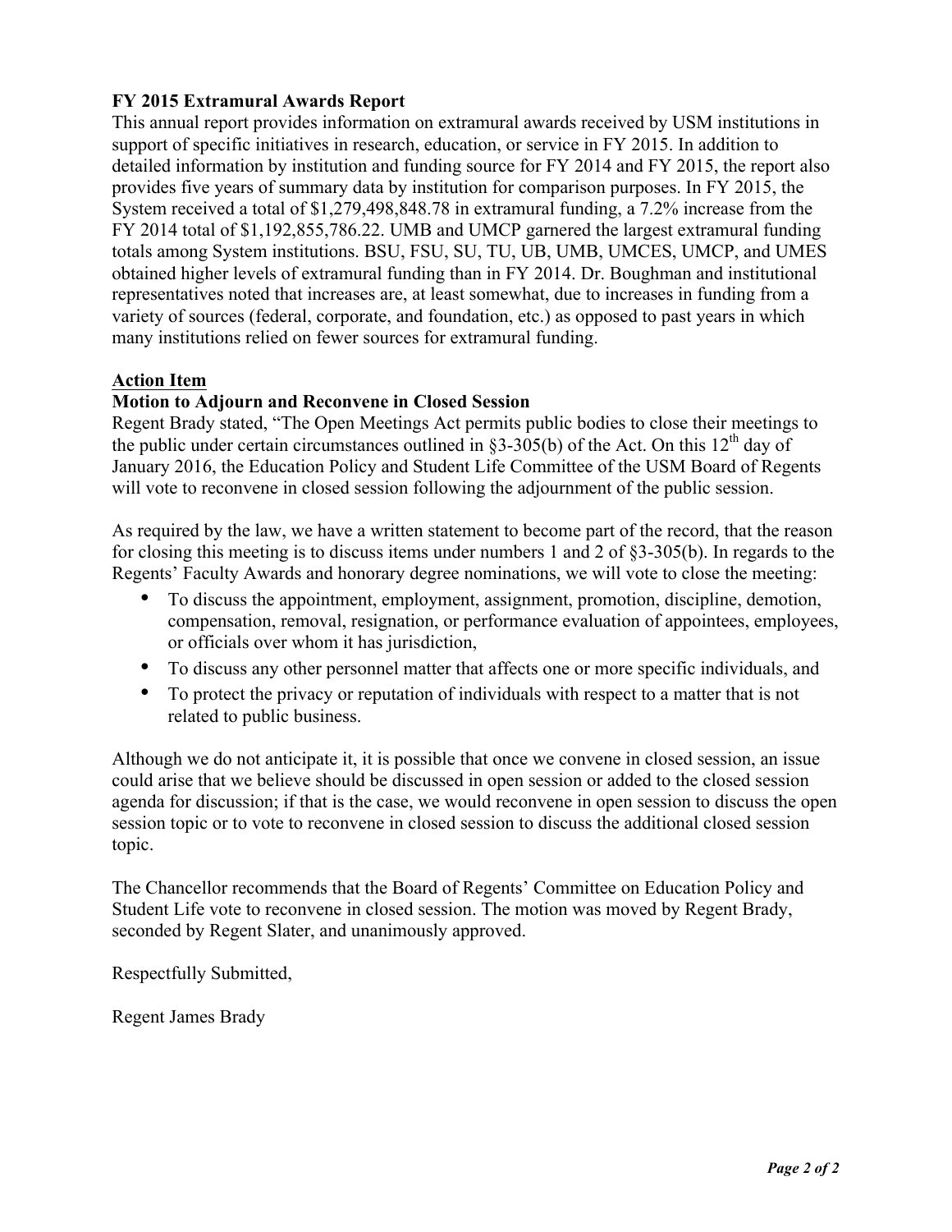**FY 2015 Extramural Awards Report**

This annual report provides information on extramural awards received by USM institutions in support of specific initiatives in research, education, or service in FY 2015. In addition to detailed information by institution and funding source for FY 2014 and FY 2015, the report also provides five years of summary data by institution for comparison purposes. In FY 2015, the System received a total of $1,279,498,848.78 in extramural funding, a 7.2% increase from the FY 2014 total of $1,192,855,786.22. UMB and UMCP garnered the largest extramural funding totals among System institutions. BSU, FSU, SU, TU, UB, UMB, UMCES, UMCP, and UMES obtained higher levels of extramural funding than in FY 2014. Dr. Boughman and institutional representatives noted that increases are, at least somewhat, due to increases in funding from a variety of sources (federal, corporate, and foundation, etc.) as opposed to past years in which many institutions relied on fewer sources for extramural funding.

**<u>Action Item</u>**

**Motion to Adjourn and Reconvene in Closed Session**

Regent Brady stated, "The Open Meetings Act permits public bodies to close their meetings to the public under certain circumstances outlined in §3-305(b) of the Act. On this 12th day of January 2016, the Education Policy and Student Life Committee of the USM Board of Regents will vote to reconvene in closed session following the adjournment of the public session.

As required by the law, we have a written statement to become part of the record, that the reason for closing this meeting is to discuss items under numbers 1 and 2 of §3-305(b). In regards to the Regents' Faculty Awards and honorary degree nominations, we will vote to close the meeting:

- To discuss the appointment, employment, assignment, promotion, discipline, demotion, compensation, removal, resignation, or performance evaluation of appointees, employees, or officials over whom it has jurisdiction,
- To discuss any other personnel matter that affects one or more specific individuals, and
- To protect the privacy or reputation of individuals with respect to a matter that is not related to public business.

Although we do not anticipate it, it is possible that once we convene in closed session, an issue could arise that we believe should be discussed in open session or added to the closed session agenda for discussion; if that is the case, we would reconvene in open session to discuss the open session topic or to vote to reconvene in closed session to discuss the additional closed session topic.

The Chancellor recommends that the Board of Regents' Committee on Education Policy and Student Life vote to reconvene in closed session. The motion was moved by Regent Brady, seconded by Regent Slater, and unanimously approved.

Respectfully Submitted,

Regent James Brady